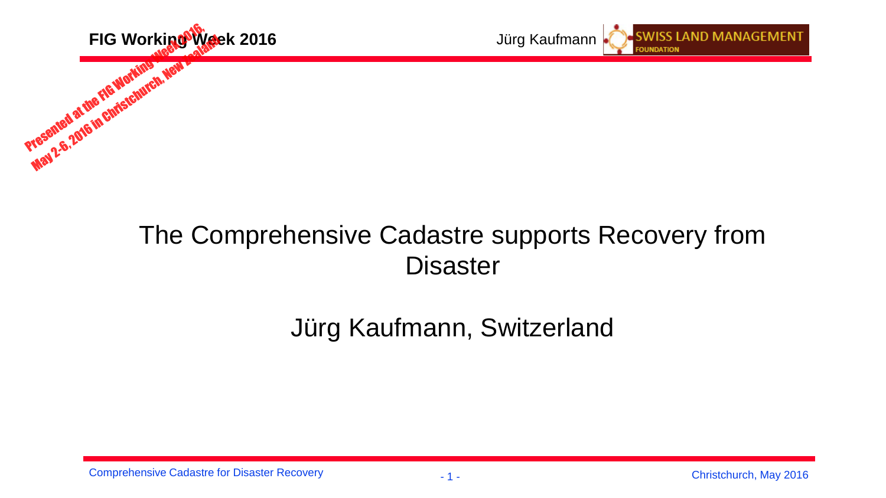Presented at the FIG Working Week 2016, May 2-6, 2016 in Christchurch, New Zealand

# The Comprehensive Cadastre supports Recovery from Disaster

## Jürg Kaufmann, Switzerland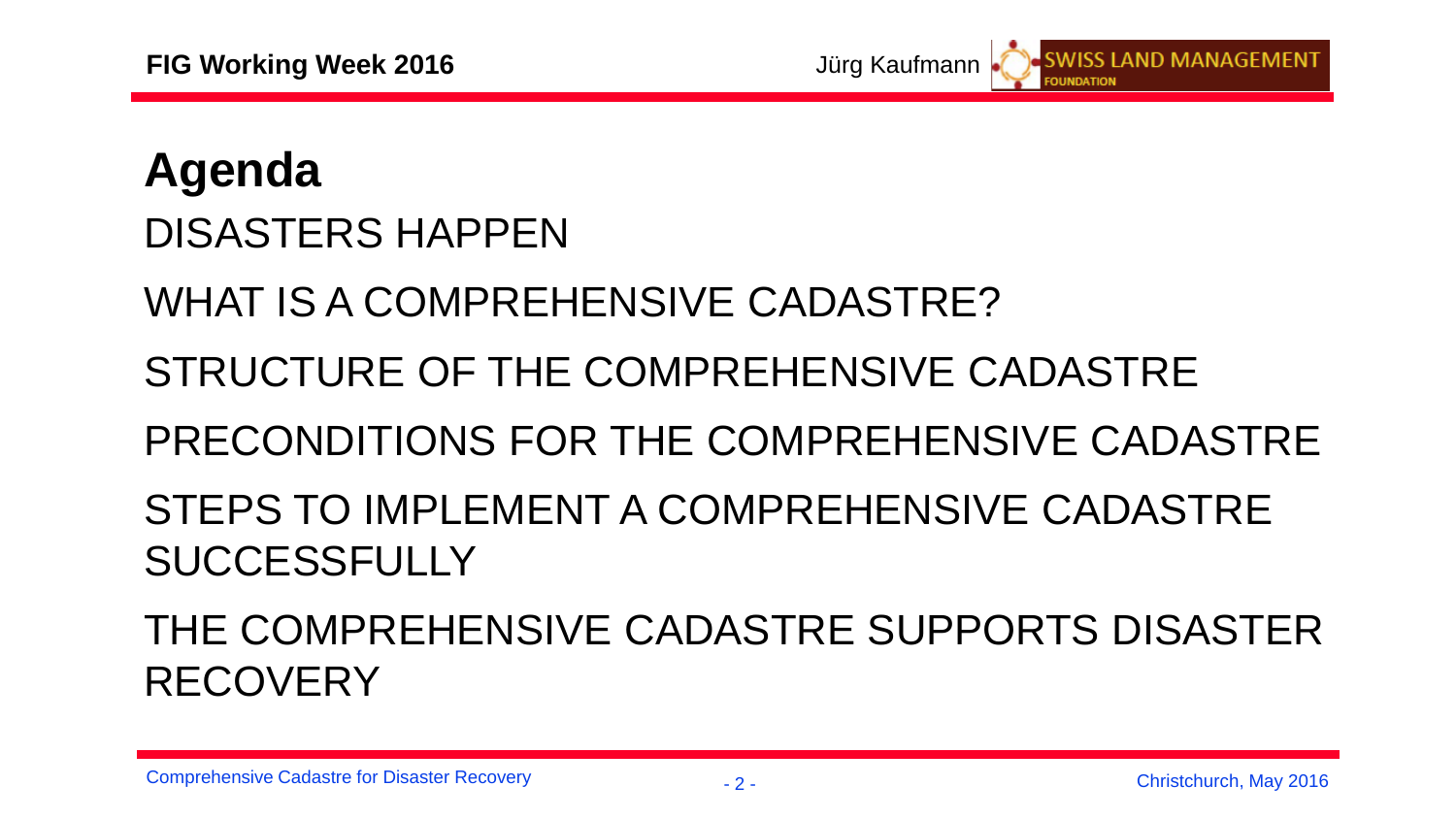# Agenda

DISASTERS HAPPEN

WHAT IS A COMPREHENSIVE CADASTRE?

STRUCTURE OF THE COMPREHENSIVE CADASTRE

PRECONDITIONS FOR THE COMPREHENSIVE CADASTRE

STEPS TO IMPLEMENT A COMPREHENSIVE CADASTRE SUCCESSFULLY

THE COMPREHENSIVE CADASTRE SUPPORTS DISASTER RECOVERY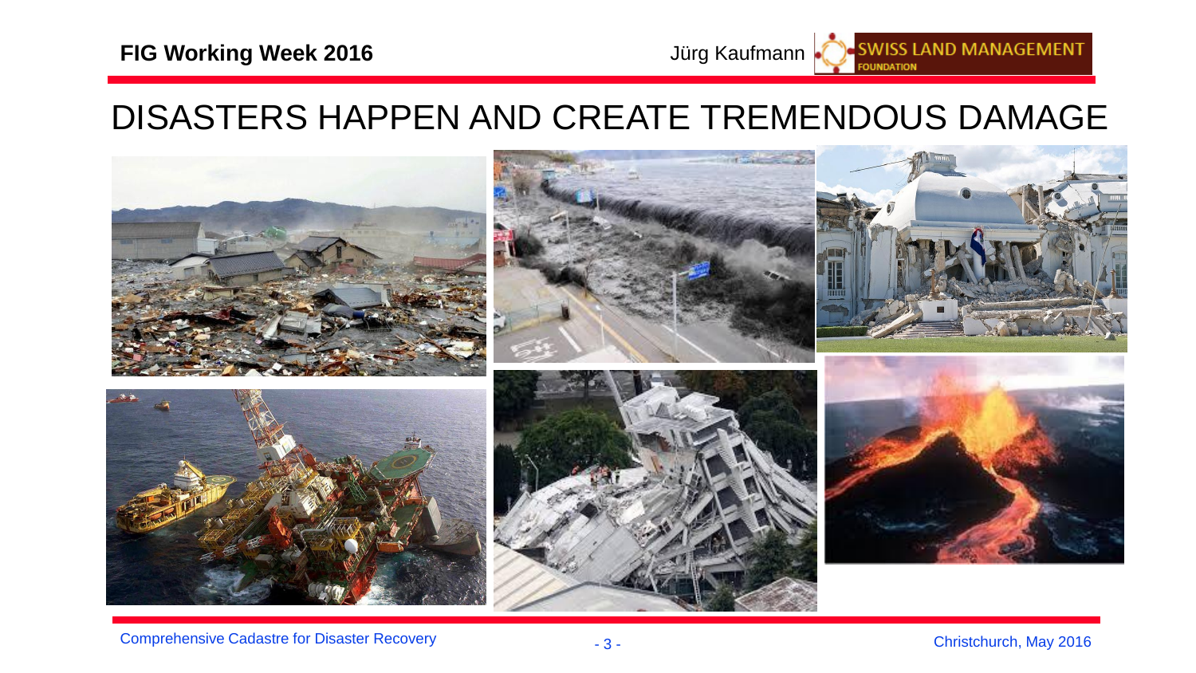# DISASTERS HAPPEN AND CREATE TREMENDOUS DAMAGE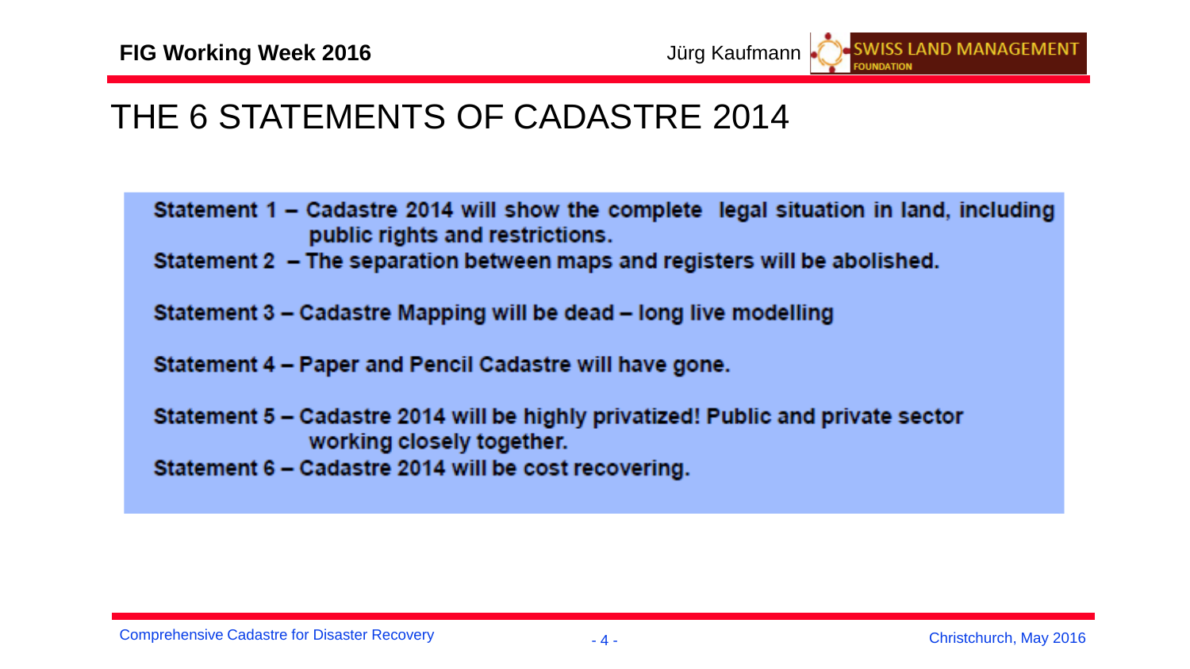# THE 6 STATEMENTS OF CADASTRE 2014

Statement 1 – Cadastre 2014 will show the complete legal situation in land, including public rights and restrictions.

Statement 2 – The separation between maps and registers will be abolished.

Statement 3 – Cadastre Mapping will be dead – long live modelling

Statement 4 – Paper and Pencil Cadastre will have gone.

Statement 5 – Cadastre 2014 will be highly privatized! Public and private sector working closely together.

Statement 6 – Cadastre 2014 will be cost recovering.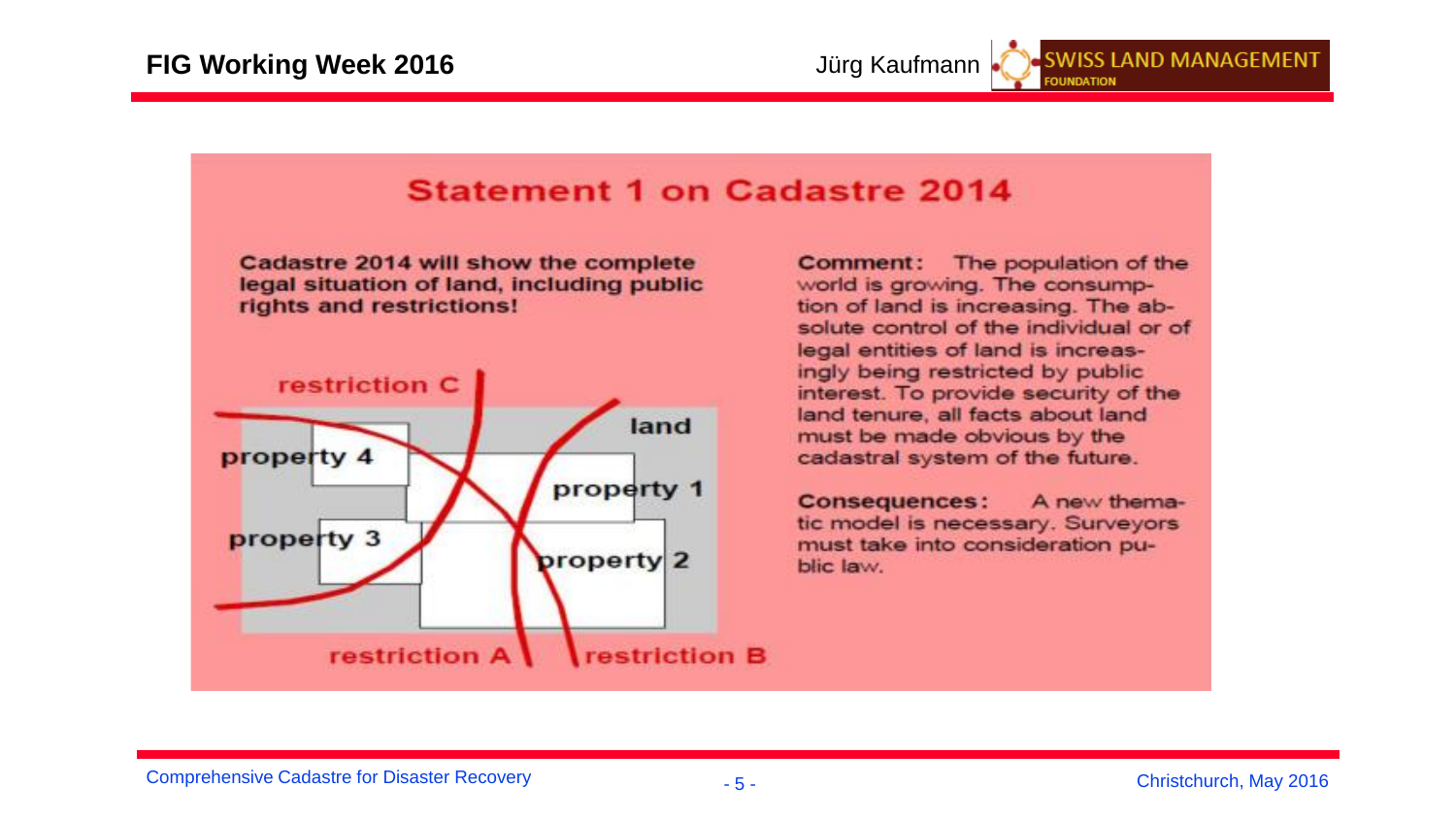## Statement 1 on Cadastre 2014

**Cadastre 2014 will show the complete legal situation of land, including public rights and restrictions!**

restriction C

land

property 4

property 1

property 3

property 2

restriction A

restriction B

**Comment:** The population of the world is growing. The consumption of land is increasing. The absolute control of the individual or of legal entities of land is increasingly being restricted by public interest. To provide security of the land tenure, all facts about land must be made obvious by the cadastral system of the future.

**Consequences:** A new thematic model is necessary. Surveyors must take into consideration public law.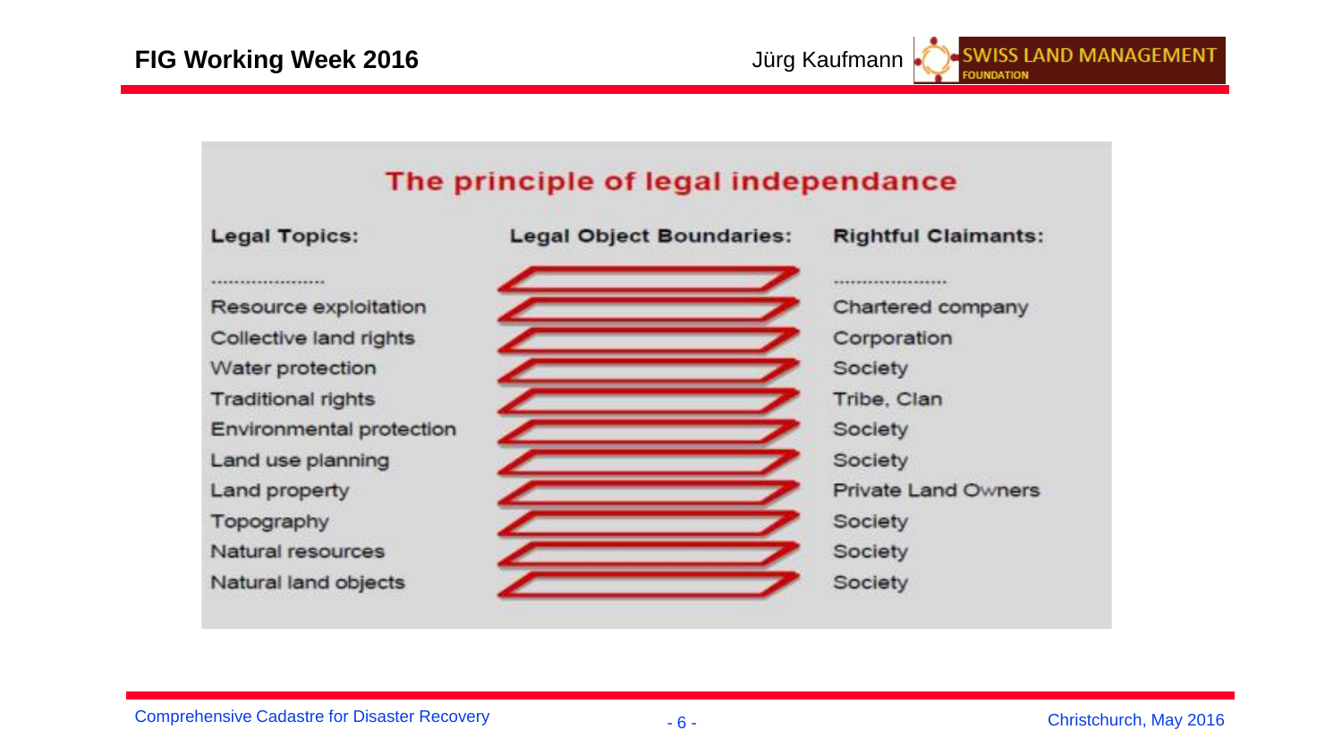## The principle of legal independance

| Legal Topics: | Legal Object Boundaries: | Rightful Claimants: |
| --- | --- | --- |
| ...................... | | ...................... |
| Resource exploitation | | Chartered company |
| Collective land rights | | Corporation |
| Water protection | | Society |
| Traditional rights | | Tribe, Clan |
| Environmental protection | | Society |
| Land use planning | | Society |
| Land property | | Private Land Owners |
| Topography | | Society |
| Natural resources | | Society |
| Natural land objects | | Society |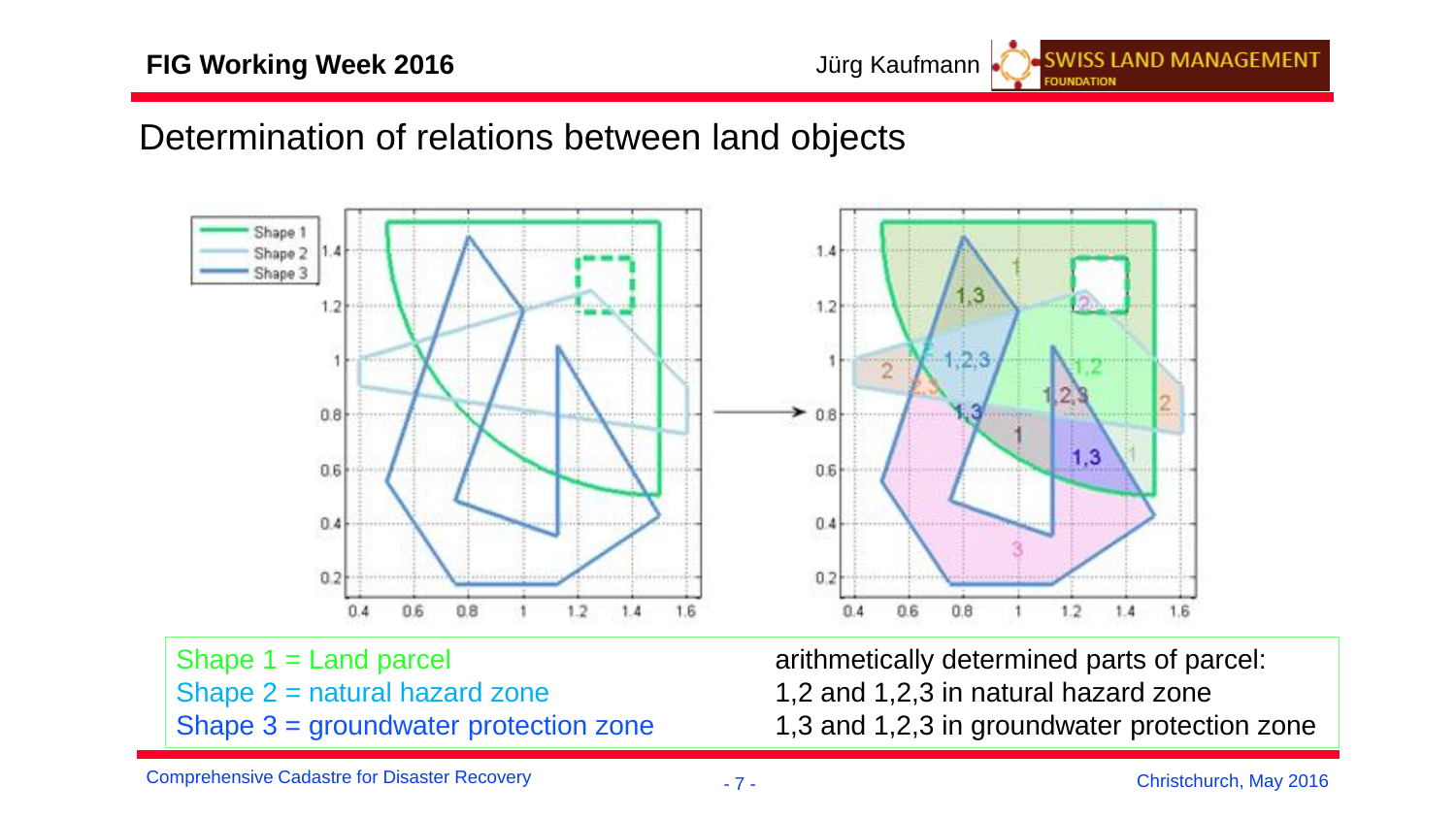# Determination of relations between land objects

Shape 1 = Land parcel
Shape 2 = natural hazard zone
Shape 3 = groundwater protection zone

arithmetically determined parts of parcel:
1,2 and 1,2,3 in natural hazard zone
1,3 and 1,2,3 in groundwater protection zone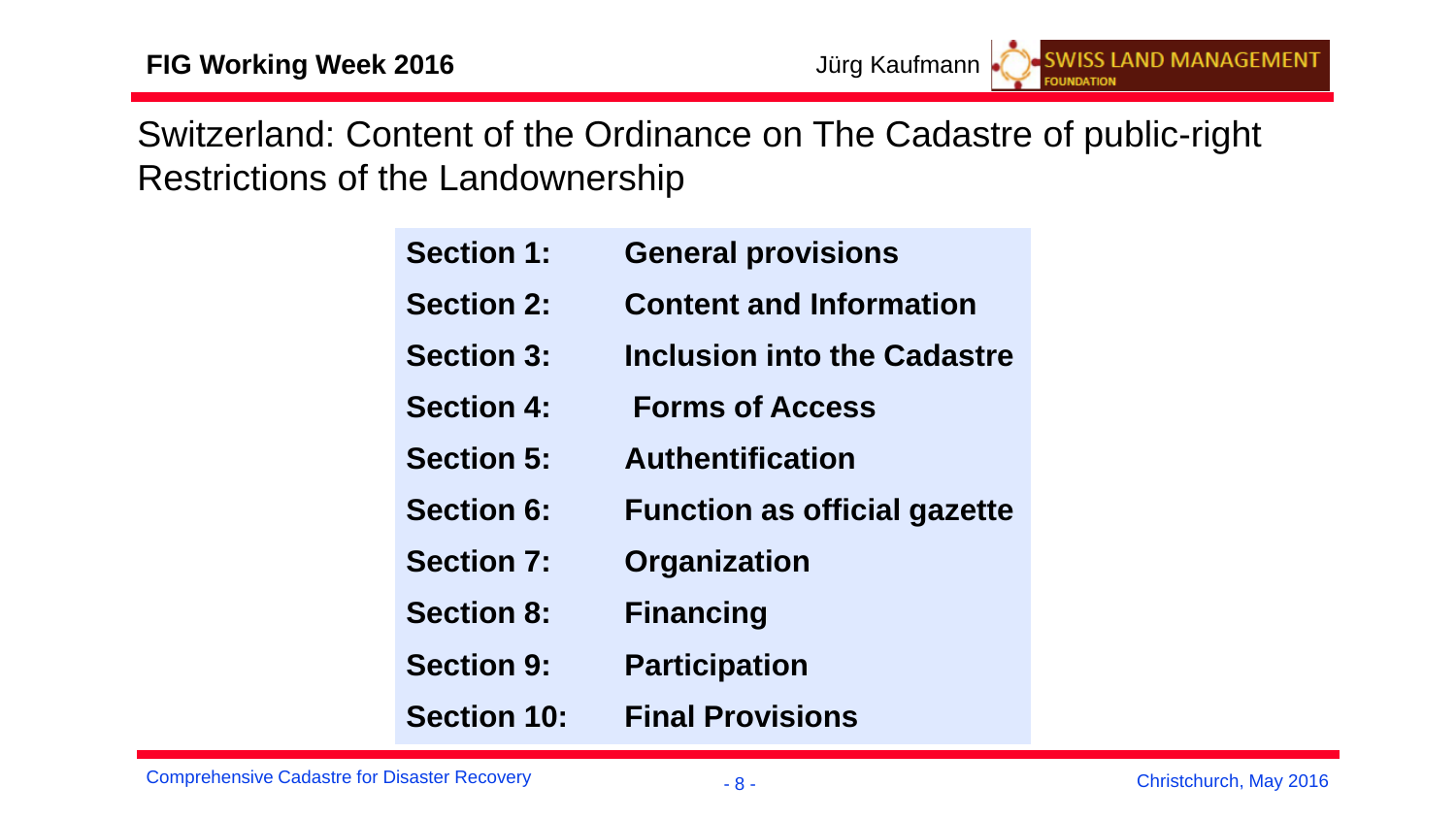# Switzerland: Content of the Ordinance on The Cadastre of public-right Restrictions of the Landownership

| | |
|---|---|
| **Section 1:** | **General provisions** |
| **Section 2:** | **Content and Information** |
| **Section 3:** | **Inclusion into the Cadastre** |
| **Section 4:** | **Forms of Access** |
| **Section 5:** | **Authentification** |
| **Section 6:** | **Function as official gazette** |
| **Section 7:** | **Organization** |
| **Section 8:** | **Financing** |
| **Section 9:** | **Participation** |
| **Section 10:** | **Final Provisions** |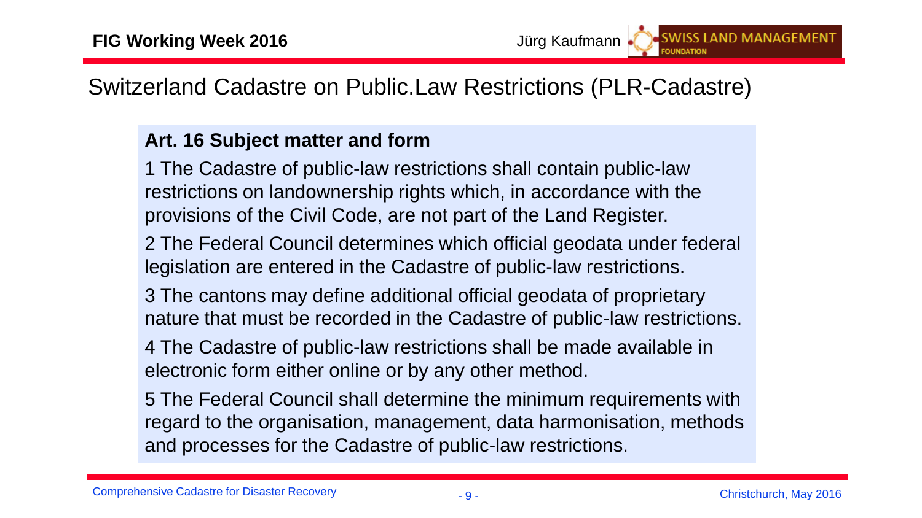# Switzerland Cadastre on Public.Law Restrictions (PLR-Cadastre)

**Art. 16 Subject matter and form**

1 The Cadastre of public-law restrictions shall contain public-law restrictions on landownership rights which, in accordance with the provisions of the Civil Code, are not part of the Land Register.

2 The Federal Council determines which official geodata under federal legislation are entered in the Cadastre of public-law restrictions.

3 The cantons may define additional official geodata of proprietary nature that must be recorded in the Cadastre of public-law restrictions.

4 The Cadastre of public-law restrictions shall be made available in electronic form either online or by any other method.

5 The Federal Council shall determine the minimum requirements with regard to the organisation, management, data harmonisation, methods and processes for the Cadastre of public-law restrictions.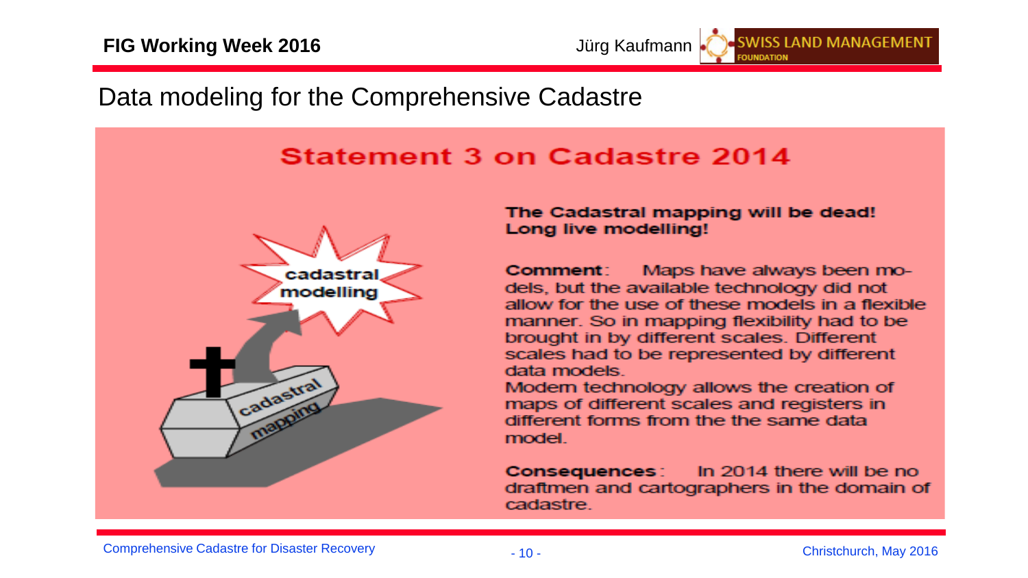# Data modeling for the Comprehensive Cadastre

## Statement 3 on Cadastre 2014

cadastral modelling

cadastral mapping

**The Cadastral mapping will be dead! Long live modelling!**

**Comment**: Maps have always been models, but the available technology did not allow for the use of these models in a flexible manner. So in mapping flexibility had to be brought in by different scales. Different scales had to be represented by different data models.
Modern technology allows the creation of maps of different scales and registers in different forms from the the same data model.

**Consequences**: In 2014 there will be no draftmen and cartographers in the domain of cadastre.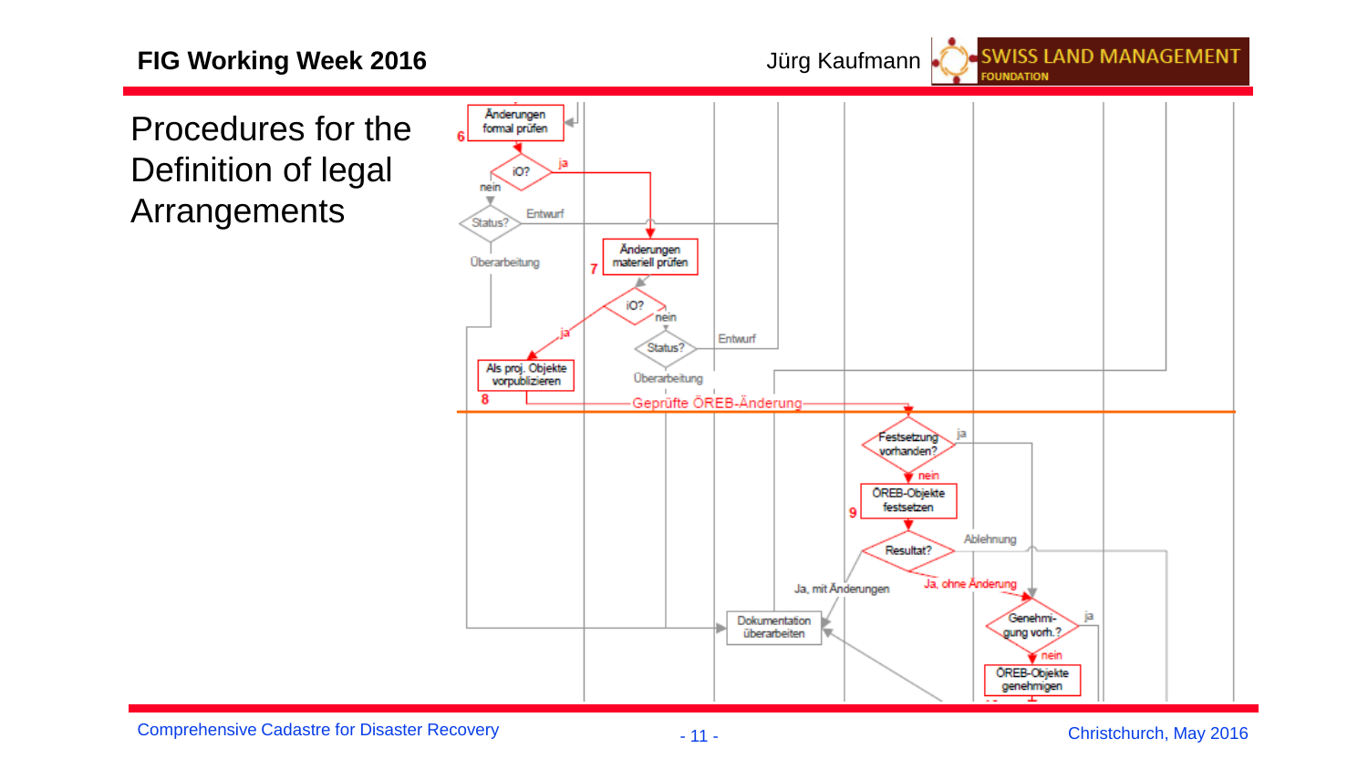# Procedures for the Definition of legal Arrangements

6 Änderungen formal prüfen

iO? — ja / nein

Status? — Entwurf / Überarbeitung

7 Änderungen materiell prüfen

iO? — ja / nein

Status? — Entwurf / Überarbeitung

8 Als proj. Objekte vorpublizieren

Geprüfte ÖREB-Änderung

Festsetzung vorhanden? — ja / nein

9 ÖREB-Objekte festsetzen

Resultat? — Ablehnung / Ja, mit Änderungen / Ja, ohne Änderung

Dokumentation überarbeiten

Genehmi-gung vorh.? — ja / nein

ÖREB-Objekte genehmigen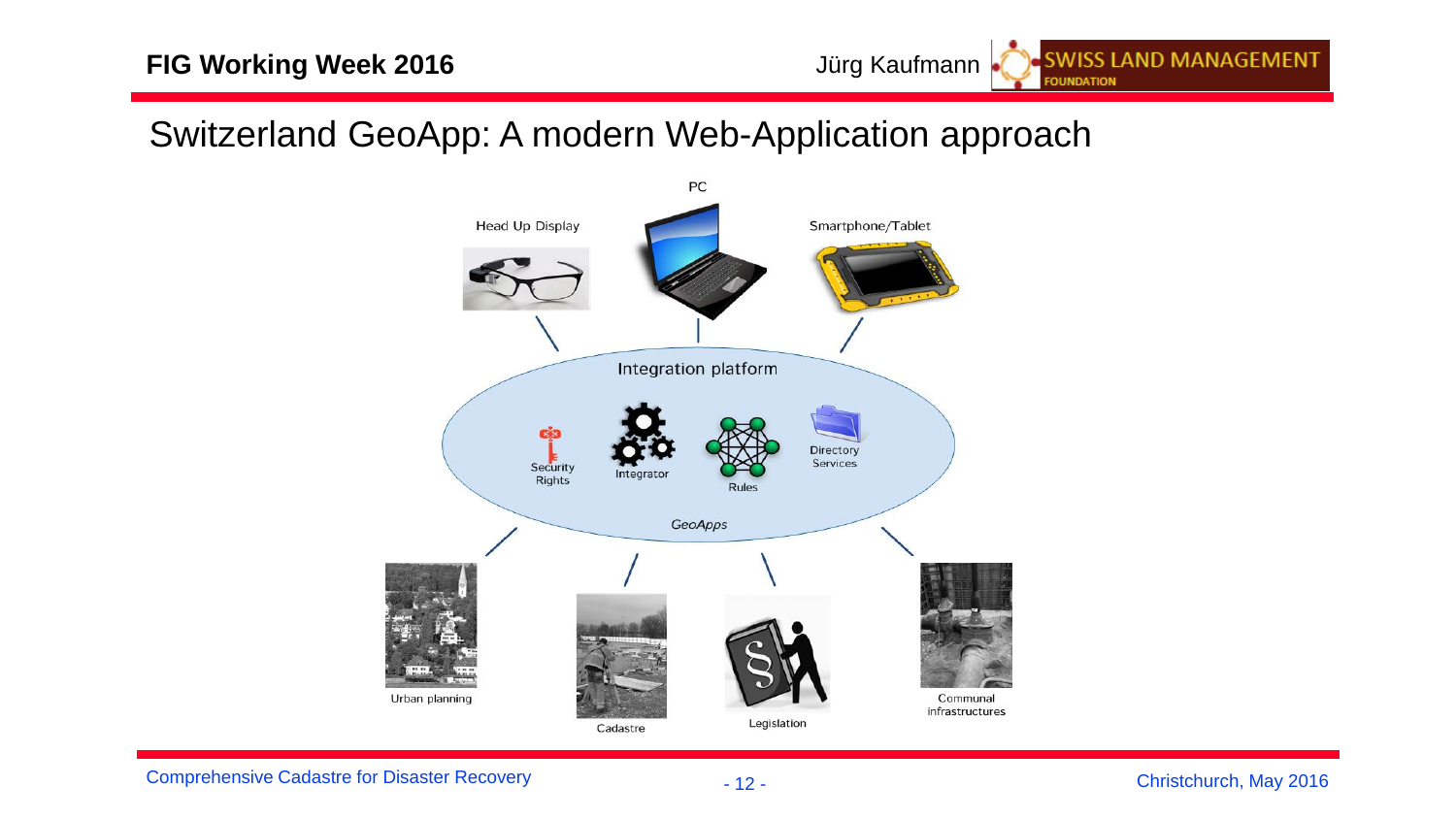## Switzerland GeoApp: A modern Web-Application approach

PC

Head Up Display

Smartphone/Tablet

Integration platform

Security Rights

Integrator

Rules

Directory Services

*GeoApps*

Urban planning

Cadastre

Legislation

Communal infrastructures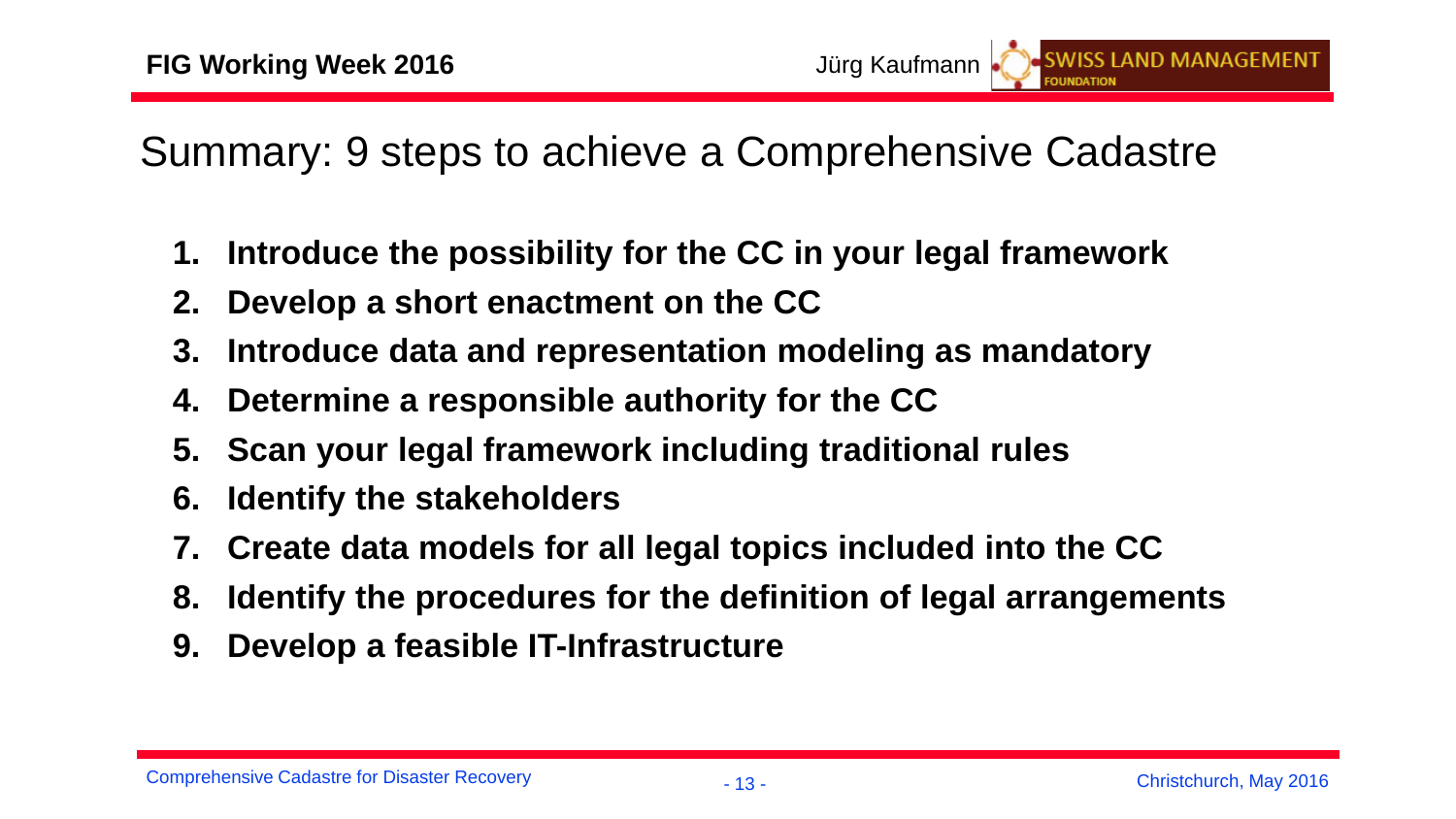# Summary: 9 steps to achieve a Comprehensive Cadastre

1. **Introduce the possibility for the CC in your legal framework**
2. **Develop a short enactment on the CC**
3. **Introduce data and representation modeling as mandatory**
4. **Determine a responsible authority for the CC**
5. **Scan your legal framework including traditional rules**
6. **Identify the stakeholders**
7. **Create data models for all legal topics included into the CC**
8. **Identify the procedures for the definition of legal arrangements**
9. **Develop a feasible IT-Infrastructure**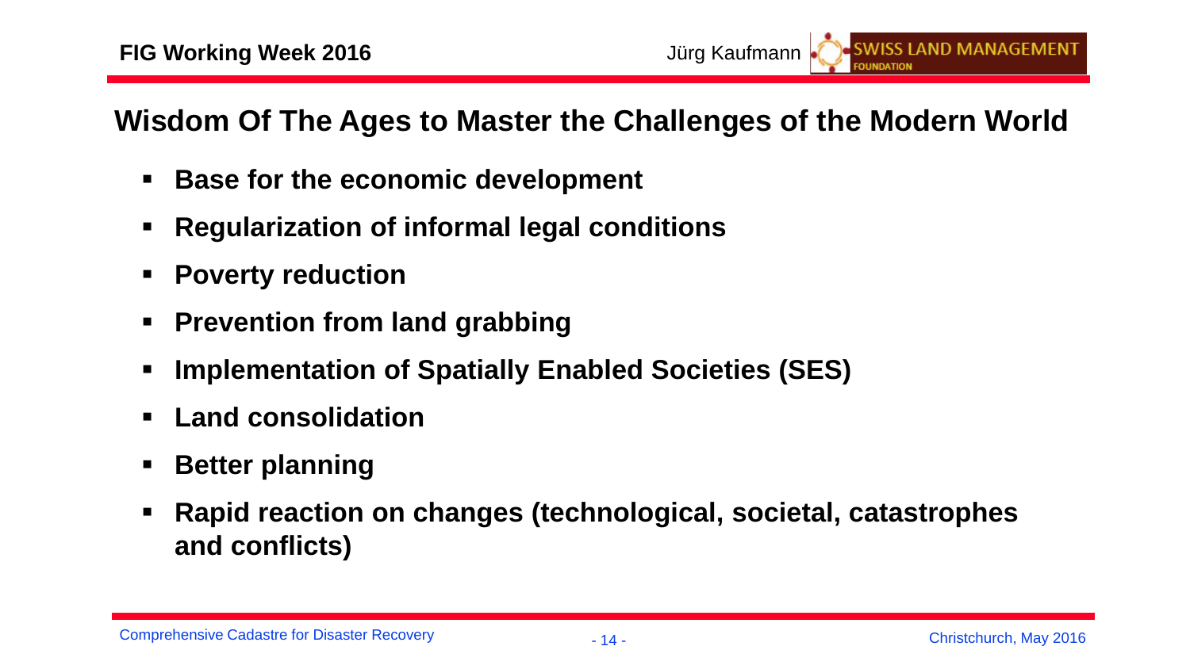## Wisdom Of The Ages to Master the Challenges of the Modern World

- **Base for the economic development**
- **Regularization of informal legal conditions**
- **Poverty reduction**
- **Prevention from land grabbing**
- **Implementation of Spatially Enabled Societies (SES)**
- **Land consolidation**
- **Better planning**
- **Rapid reaction on changes (technological, societal, catastrophes and conflicts)**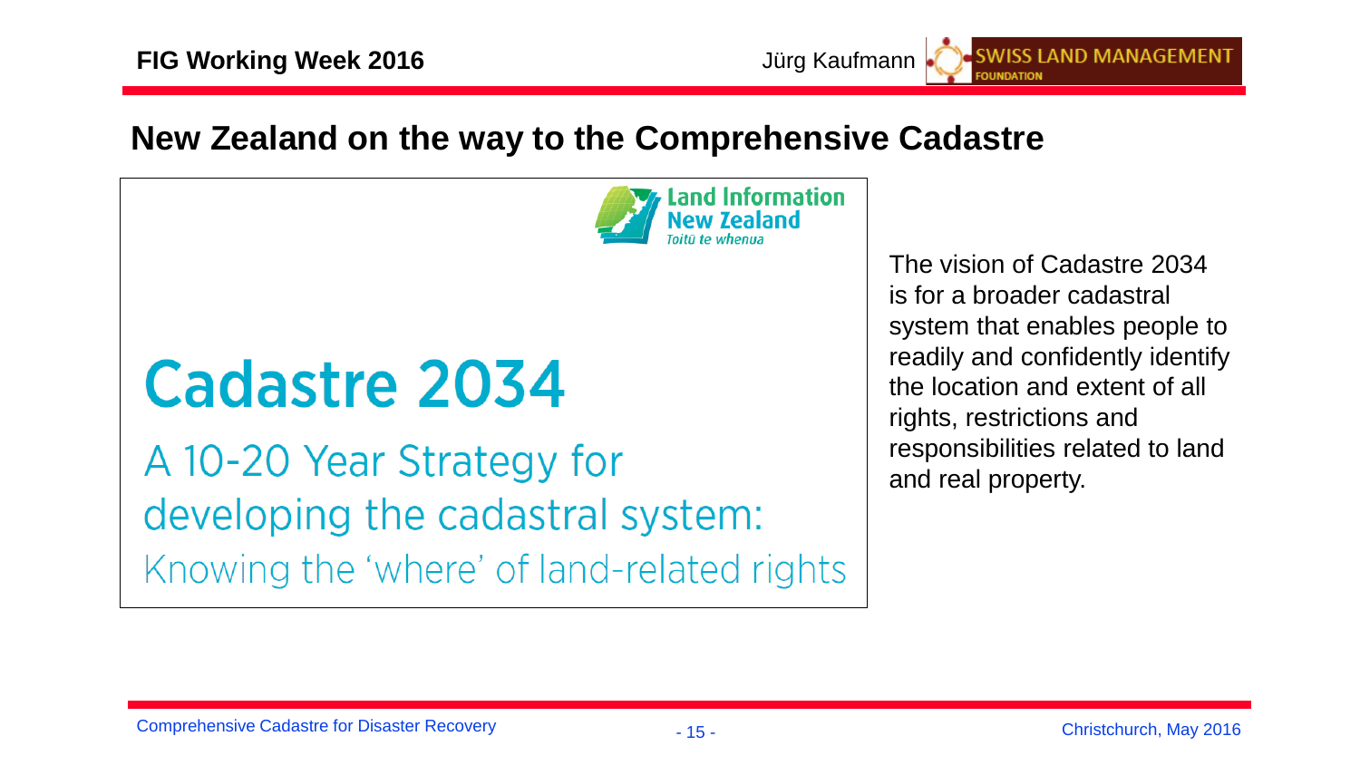## New Zealand on the way to the Comprehensive Cadastre

Land Information New Zealand
*Toitū te whenua*

# Cadastre 2034

A 10-20 Year Strategy for developing the cadastral system: Knowing the 'where' of land-related rights

The vision of Cadastre 2034 is for a broader cadastral system that enables people to readily and confidently identify the location and extent of all rights, restrictions and responsibilities related to land and real property.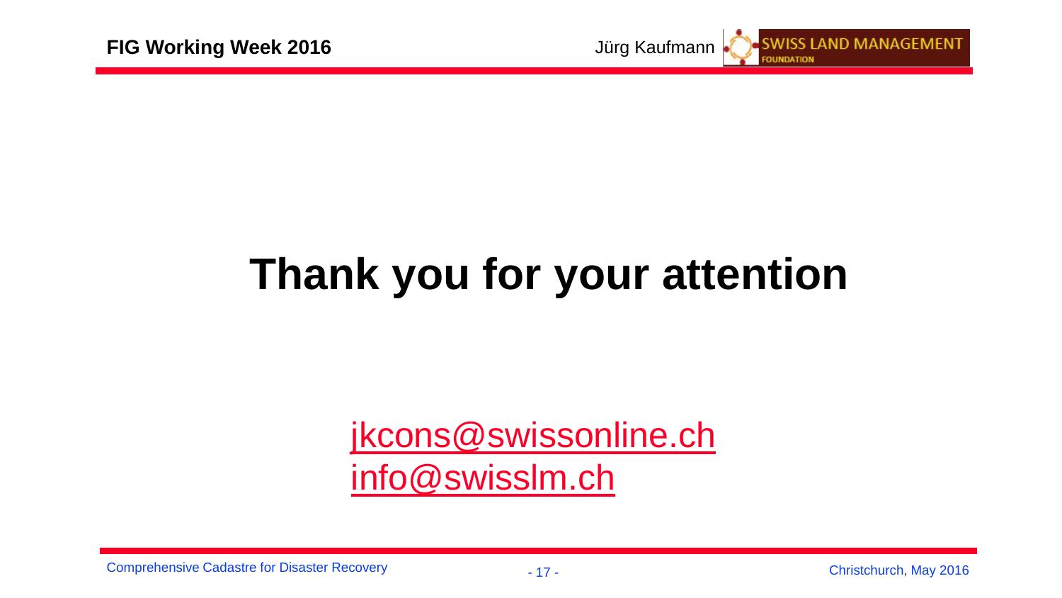# Thank you for your attention

jkcons@swissonline.ch
info@swisslm.ch